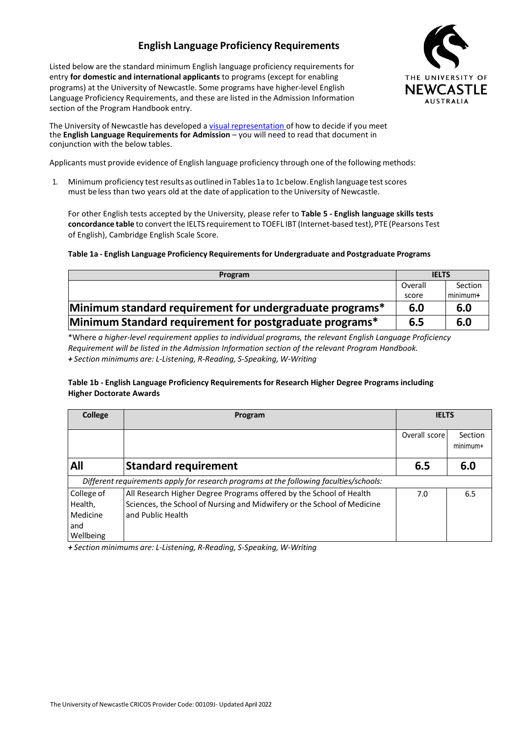# English Language Proficiency Requirements

Listed below are the standard minimum English language proficiency requirements for entry **for domestic and international applicants** to programs (except for enabling programs) at the University of Newcastle. Some programs have higher-level English Language Proficiency Requirements, and these are listed in the Admission Information section of the Program Handbook entry.

The University of Newcastle has developed a visual representation of how to decide if you meet the **English Language Requirements for Admission** – you will need to read that document in conjunction with the below tables.

Applicants must provide evidence of English language proficiency through one of the following methods:

1. Minimum proficiency test results as outlined in Tables 1a to 1c below. English language test scores must be less than two years old at the date of application to the University of Newcastle.

   For other English tests accepted by the University, please refer to **Table 5 - English language skills tests concordance table** to convert the IELTS requirement to TOEFL IBT (Internet-based test), PTE (Pearsons Test of English), Cambridge English Scale Score.

**Table 1a - English Language Proficiency Requirements for Undergraduate and Postgraduate Programs**

| Program | IELTS | |
|---|---|---|
| | Overall score | Section minimum+ |
| **Minimum standard requirement for undergraduate programs*** | **6.0** | **6.0** |
| **Minimum Standard requirement for postgraduate programs*** | **6.5** | **6.0** |

*Where *a higher-level requirement applies to individual programs, the relevant English Language Proficiency Requirement will be listed in the Admission Information section of the relevant Program Handbook.*
*+ Section minimums are: L-Listening, R-Reading, S-Speaking, W-Writing*

**Table 1b - English Language Proficiency Requirements for Research Higher Degree Programs including Higher Doctorate Awards**

| College | Program | IELTS | |
|---|---|---|---|
| | | Overall score | Section minimum+ |
| **All** | **Standard requirement** | **6.5** | **6.0** |
| *Different requirements apply for research programs at the following faculties/schools:* | | | |
| College of Health, Medicine and Wellbeing | All Research Higher Degree Programs offered by the School of Health Sciences, the School of Nursing and Midwifery or the School of Medicine and Public Health | 7.0 | 6.5 |

*+ Section minimums are: L-Listening, R-Reading, S-Speaking, W-Writing*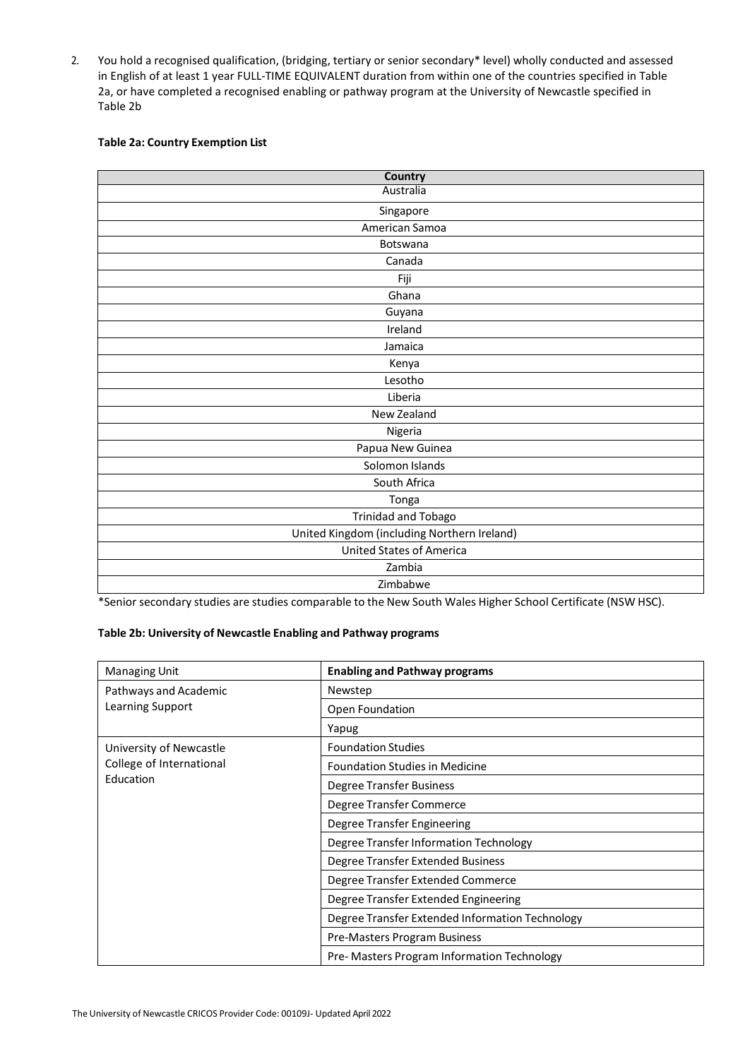2. You hold a recognised qualification, (bridging, tertiary or senior secondary* level) wholly conducted and assessed in English of at least 1 year FULL-TIME EQUIVALENT duration from within one of the countries specified in Table 2a, or have completed a recognised enabling or pathway program at the University of Newcastle specified in Table 2b

**Table 2a: Country Exemption List**

| Country |
|---|
| Australia |
| Singapore |
| American Samoa |
| Botswana |
| Canada |
| Fiji |
| Ghana |
| Guyana |
| Ireland |
| Jamaica |
| Kenya |
| Lesotho |
| Liberia |
| New Zealand |
| Nigeria |
| Papua New Guinea |
| Solomon Islands |
| South Africa |
| Tonga |
| Trinidad and Tobago |
| United Kingdom (including Northern Ireland) |
| United States of America |
| Zambia |
| Zimbabwe |

*Senior secondary studies are studies comparable to the New South Wales Higher School Certificate (NSW HSC).

**Table 2b: University of Newcastle Enabling and Pathway programs**

| Managing Unit | **Enabling and Pathway programs** |
|---|---|
| Pathways and Academic Learning Support | Newstep |
| | Open Foundation |
| | Yapug |
| University of Newcastle College of International Education | Foundation Studies |
| | Foundation Studies in Medicine |
| | Degree Transfer Business |
| | Degree Transfer Commerce |
| | Degree Transfer Engineering |
| | Degree Transfer Information Technology |
| | Degree Transfer Extended Business |
| | Degree Transfer Extended Commerce |
| | Degree Transfer Extended Engineering |
| | Degree Transfer Extended Information Technology |
| | Pre-Masters Program Business |
| | Pre- Masters Program Information Technology |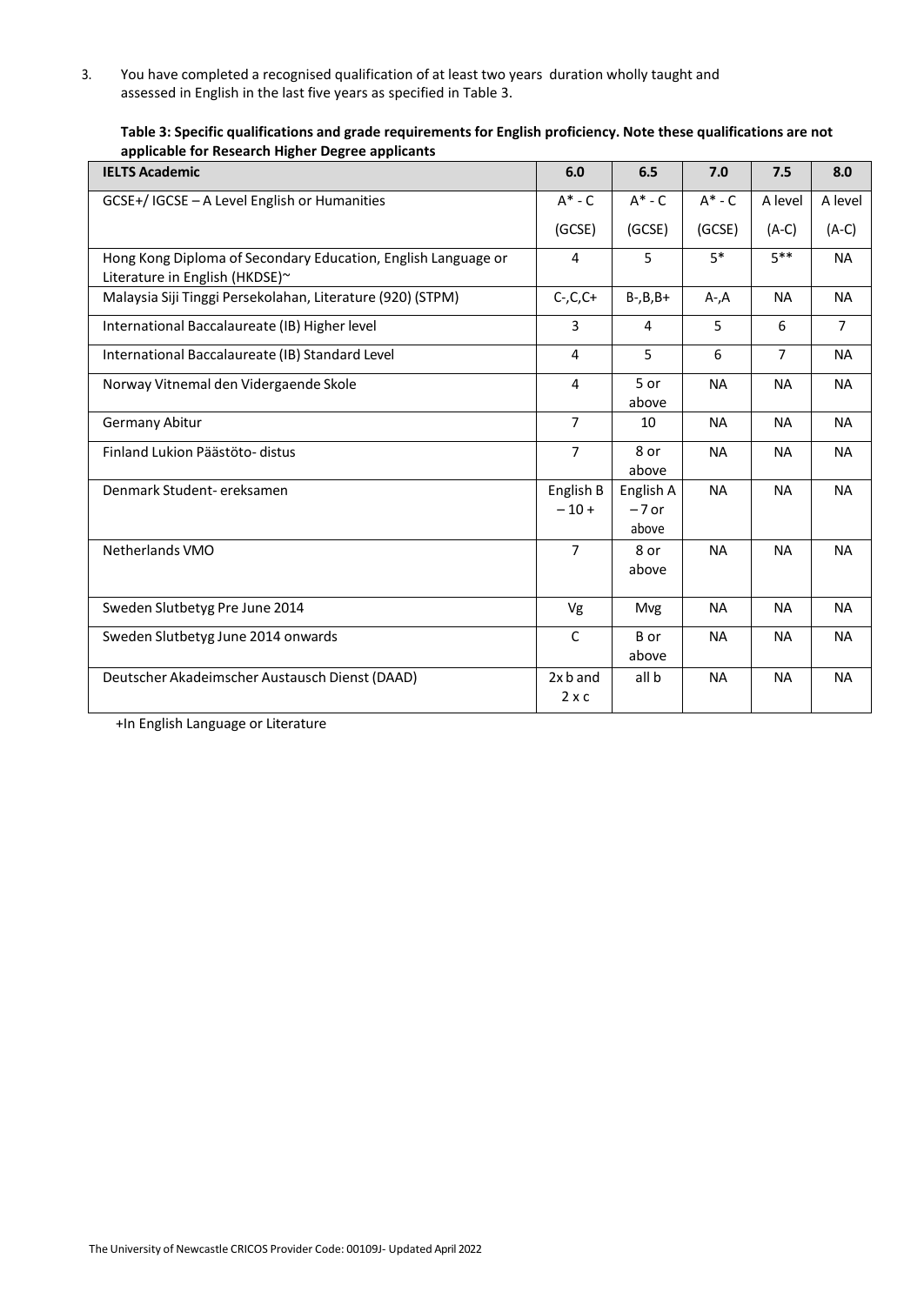3. You have completed a recognised qualification of at least two years duration wholly taught and assessed in English in the last five years as specified in Table 3.

**Table 3: Specific qualifications and grade requirements for English proficiency. Note these qualifications are not applicable for Research Higher Degree applicants**

| IELTS Academic | 6.0 | 6.5 | 7.0 | 7.5 | 8.0 |
|---|---|---|---|---|---|
| GCSE+/ IGCSE – A Level English or Humanities | A* - C (GCSE) | A* - C (GCSE) | A* - C (GCSE) | A level (A-C) | A level (A-C) |
| Hong Kong Diploma of Secondary Education, English Language or Literature in English (HKDSE)~ | 4 | 5 | 5* | 5** | NA |
| Malaysia Siji Tinggi Persekolahan, Literature (920) (STPM) | C-,C,C+ | B-,B,B+ | A-,A | NA | NA |
| International Baccalaureate (IB) Higher level | 3 | 4 | 5 | 6 | 7 |
| International Baccalaureate (IB) Standard Level | 4 | 5 | 6 | 7 | NA |
| Norway Vitnemal den Vidergaende Skole | 4 | 5 or above | NA | NA | NA |
| Germany Abitur | 7 | 10 | NA | NA | NA |
| Finland Lukion Päästöto- distus | 7 | 8 or above | NA | NA | NA |
| Denmark Student- ereksamen | English B – 10 + | English A – 7 or above | NA | NA | NA |
| Netherlands VMO | 7 | 8 or above | NA | NA | NA |
| Sweden Slutbetyg Pre June 2014 | Vg | Mvg | NA | NA | NA |
| Sweden Slutbetyg June 2014 onwards | C | B or above | NA | NA | NA |
| Deutscher Akadeimscher Austausch Dienst (DAAD) | 2x b and 2 x c | all b | NA | NA | NA |

+In English Language or Literature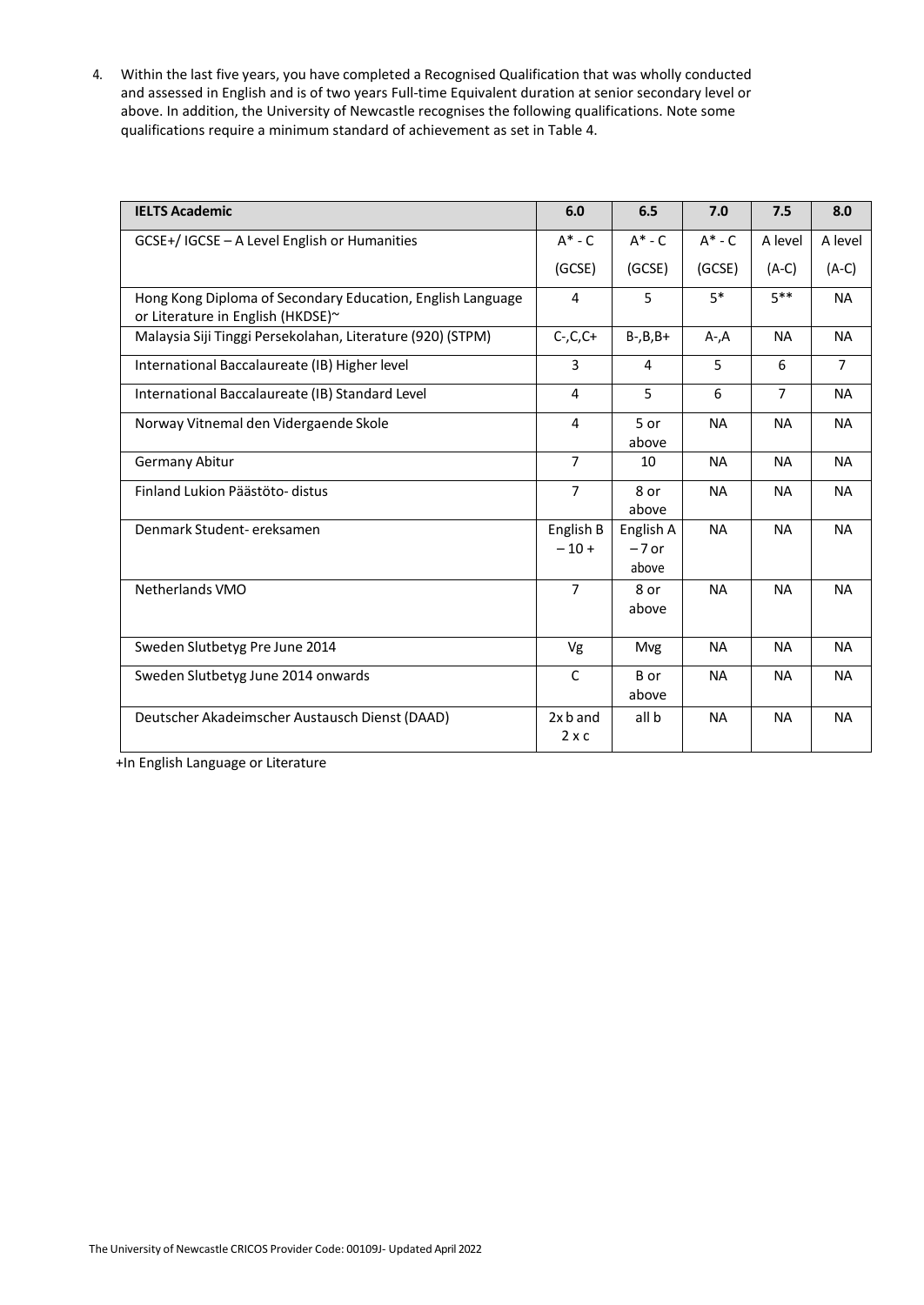4. Within the last five years, you have completed a Recognised Qualification that was wholly conducted and assessed in English and is of two years Full-time Equivalent duration at senior secondary level or above. In addition, the University of Newcastle recognises the following qualifications. Note some qualifications require a minimum standard of achievement as set in Table 4.

| **IELTS Academic** | **6.0** | **6.5** | **7.0** | **7.5** | **8.0** |
|---|---|---|---|---|---|
| GCSE+/ IGCSE – A Level English or Humanities | A* - C (GCSE) | A* - C (GCSE) | A* - C (GCSE) | A level (A-C) | A level (A-C) |
| Hong Kong Diploma of Secondary Education, English Language or Literature in English (HKDSE)~ | 4 | 5 | 5* | 5** | NA |
| Malaysia Siji Tinggi Persekolahan, Literature (920) (STPM) | C-,C,C+ | B-,B,B+ | A-,A | NA | NA |
| International Baccalaureate (IB) Higher level | 3 | 4 | 5 | 6 | 7 |
| International Baccalaureate (IB) Standard Level | 4 | 5 | 6 | 7 | NA |
| Norway Vitnemal den Vidergaende Skole | 4 | 5 or above | NA | NA | NA |
| Germany Abitur | 7 | 10 | NA | NA | NA |
| Finland Lukion Päästöto- distus | 7 | 8 or above | NA | NA | NA |
| Denmark Student- ereksamen | English B – 10 + | English A – 7 or above | NA | NA | NA |
| Netherlands VMO | 7 | 8 or above | NA | NA | NA |
| Sweden Slutbetyg Pre June 2014 | Vg | Mvg | NA | NA | NA |
| Sweden Slutbetyg June 2014 onwards | C | B or above | NA | NA | NA |
| Deutscher Akadeimscher Austausch Dienst (DAAD) | 2x b and 2 x c | all b | NA | NA | NA |

+In English Language or Literature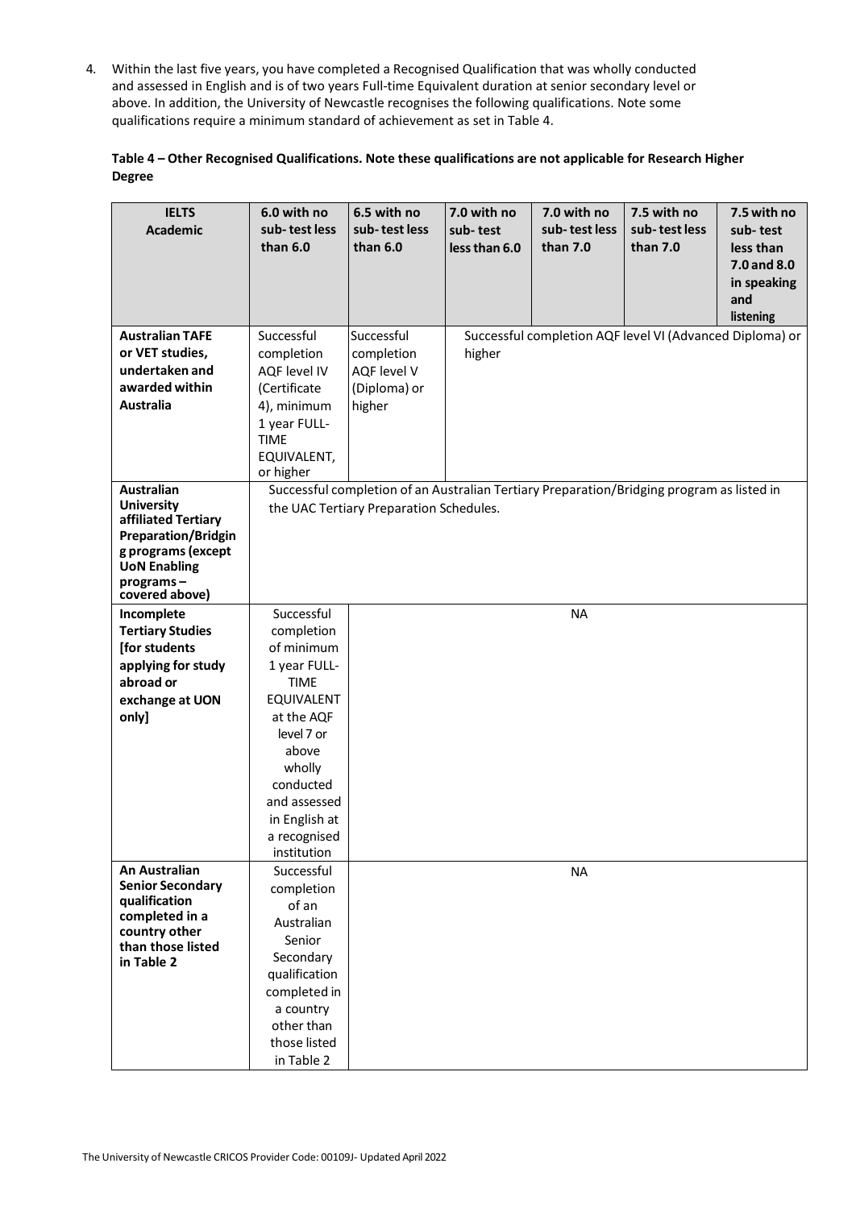4. Within the last five years, you have completed a Recognised Qualification that was wholly conducted and assessed in English and is of two years Full-time Equivalent duration at senior secondary level or above. In addition, the University of Newcastle recognises the following qualifications. Note some qualifications require a minimum standard of achievement as set in Table 4.

**Table 4 – Other Recognised Qualifications. Note these qualifications are not applicable for Research Higher Degree**

| IELTS Academic | 6.0 with no sub-test less than 6.0 | 6.5 with no sub-test less than 6.0 | 7.0 with no sub-test less than 6.0 | 7.0 with no sub-test less than 7.0 | 7.5 with no sub-test less than 7.0 | 7.5 with no sub-test less than 7.0 and 8.0 in speaking and listening |
|---|---|---|---|---|---|---|
| **Australian TAFE or VET studies, undertaken and awarded within Australia** | Successful completion AQF level IV (Certificate 4), minimum 1 year FULL-TIME EQUIVALENT, or higher | Successful completion AQF level V (Diploma) or higher | Successful completion AQF level VI (Advanced Diploma) or higher | | | |
| **Australian University affiliated Tertiary Preparation/Bridging programs (except UoN Enabling programs – covered above)** | Successful completion of an Australian Tertiary Preparation/Bridging program as listed in the UAC Tertiary Preparation Schedules. | | | | | |
| **Incomplete Tertiary Studies [for students applying for study abroad or exchange at UON only]** | Successful completion of minimum 1 year FULL-TIME EQUIVALENT at the AQF level 7 or above wholly conducted and assessed in English at a recognised institution | NA | | | | |
| **An Australian Senior Secondary qualification completed in a country other than those listed in Table 2** | Successful completion of an Australian Senior Secondary qualification completed in a country other than those listed in Table 2 | NA | | | | |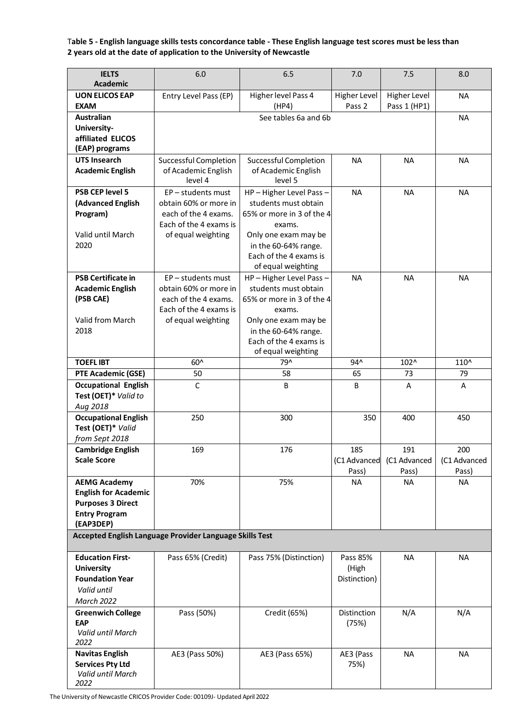**Table 5 - English language skills tests concordance table - These English language test scores must be less than 2 years old at the date of application to the University of Newcastle**

| IELTS Academic | 6.0 | 6.5 | 7.0 | 7.5 | 8.0 |
|---|---|---|---|---|---|
| **UON ELICOS EAP EXAM** | Entry Level Pass (EP) | Higher level Pass 4 (HP4) | Higher Level Pass 2 | Higher Level Pass 1 (HP1) | NA |
| **Australian University-affiliated ELICOS (EAP) programs** | See tables 6a and 6b | | | | NA |
| **UTS Insearch Academic English** | Successful Completion of Academic English level 4 | Successful Completion of Academic English level 5 | NA | NA | NA |
| **PSB CEP level 5 (Advanced English Program)** <br> Valid until March 2020 | EP – students must obtain 60% or more in each of the 4 exams. Each of the 4 exams is of equal weighting | HP – Higher Level Pass – students must obtain 65% or more in 3 of the 4 exams. Only one exam may be in the 60-64% range. Each of the 4 exams is of equal weighting | NA | NA | NA |
| **PSB Certificate in Academic English (PSB CAE)** <br> Valid from March 2018 | EP – students must obtain 60% or more in each of the 4 exams. Each of the 4 exams is of equal weighting | HP – Higher Level Pass – students must obtain 65% or more in 3 of the 4 exams. Only one exam may be in the 60-64% range. Each of the 4 exams is of equal weighting | NA | NA | NA |
| **TOEFL IBT** | 60^ | 79^ | 94^ | 102^ | 110^ |
| **PTE Academic (GSE)** | 50 | 58 | 65 | 73 | 79 |
| **Occupational English Test (OET)*** *Valid to Aug 2018* | C | B | B | A | A |
| **Occupational English Test (OET)*** *Valid from Sept 2018* | 250 | 300 | 350 | 400 | 450 |
| **Cambridge English Scale Score** | 169 | 176 | 185 (C1 Advanced Pass) | 191 (C1 Advanced Pass) | 200 (C1 Advanced Pass) |
| **AEMG Academy English for Academic Purposes 3 Direct Entry Program (EAP3DEP)** | 70% | 75% | NA | NA | NA |
| **Accepted English Language Provider Language Skills Test** | | | | | |
| **Education First-University Foundation Year** *Valid until March 2022* | Pass 65% (Credit) | Pass 75% (Distinction) | Pass 85% (High Distinction) | NA | NA |
| **Greenwich College EAP** *Valid until March 2022* | Pass (50%) | Credit (65%) | Distinction (75%) | N/A | N/A |
| **Navitas English Services Pty Ltd** *Valid until March 2022* | AE3 (Pass 50%) | AE3 (Pass 65%) | AE3 (Pass 75%) | NA | NA |

The University of Newcastle CRICOS Provider Code: 00109J- Updated April 2022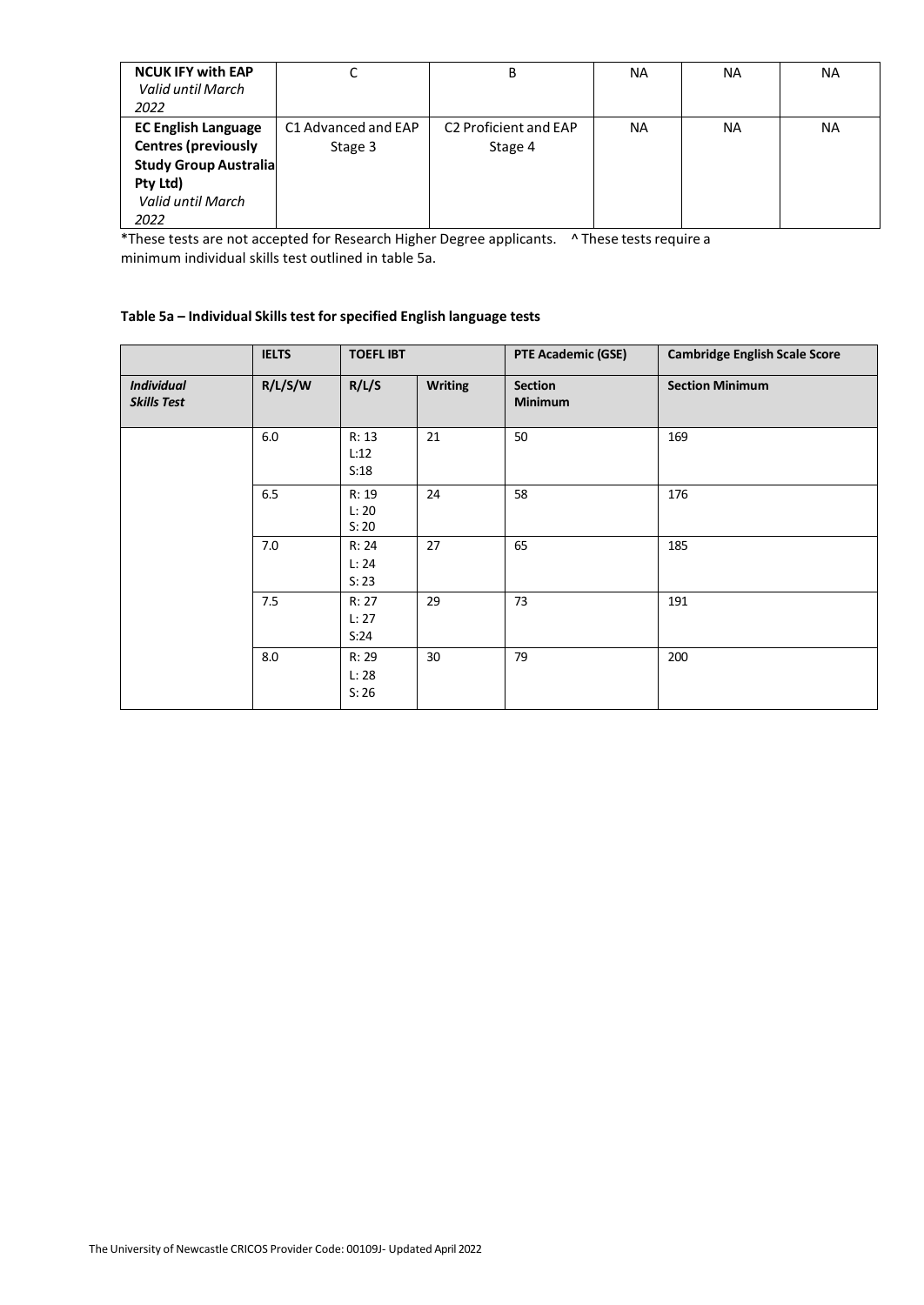| **NCUK IFY with EAP** *Valid until March 2022* | C | B | NA | NA | NA |
|---|---|---|---|---|---|
| **EC English Language Centres (previously Study Group Australia Pty Ltd)** *Valid until March 2022* | C1 Advanced and EAP Stage 3 | C2 Proficient and EAP Stage 4 | NA | NA | NA |

*These tests are not accepted for Research Higher Degree applicants. ^ These tests require a minimum individual skills test outlined in table 5a.

**Table 5a – Individual Skills test for specified English language tests**

| | **IELTS** | **TOEFL IBT** | | **PTE Academic (GSE)** | **Cambridge English Scale Score** |
|---|---|---|---|---|---|
| ***Individual Skills Test*** | **R/L/S/W** | **R/L/S** | **Writing** | **Section Minimum** | **Section Minimum** |
| | 6.0 | R: 13 L:12 S:18 | 21 | 50 | 169 |
| | 6.5 | R: 19 L: 20 S: 20 | 24 | 58 | 176 |
| | 7.0 | R: 24 L: 24 S: 23 | 27 | 65 | 185 |
| | 7.5 | R: 27 L: 27 S:24 | 29 | 73 | 191 |
| | 8.0 | R: 29 L: 28 S: 26 | 30 | 79 | 200 |

The University of Newcastle CRICOS Provider Code: 00109J- Updated April 2022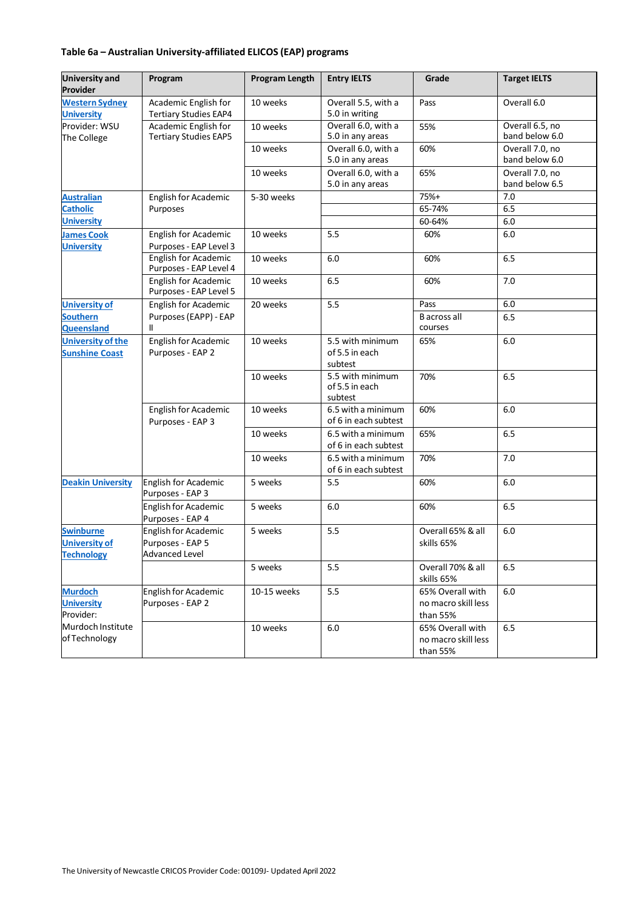**Table 6a – Australian University-affiliated ELICOS (EAP) programs**

| University and Provider | Program | Program Length | Entry IELTS | Grade | Target IELTS |
|---|---|---|---|---|---|
| Western Sydney University Provider: WSU The College | Academic English for Tertiary Studies EAP4 | 10 weeks | Overall 5.5, with a 5.0 in writing | Pass | Overall 6.0 |
| | Academic English for Tertiary Studies EAP5 | 10 weeks | Overall 6.0, with a 5.0 in any areas | 55% | Overall 6.5, no band below 6.0 |
| | | 10 weeks | Overall 6.0, with a 5.0 in any areas | 60% | Overall 7.0, no band below 6.0 |
| | | 10 weeks | Overall 6.0, with a 5.0 in any areas | 65% | Overall 7.0, no band below 6.5 |
| Australian Catholic University | English for Academic Purposes | 5-30 weeks | | 75%+ | 7.0 |
| | | | | 65-74% | 6.5 |
| | | | | 60-64% | 6.0 |
| James Cook University | English for Academic Purposes - EAP Level 3 | 10 weeks | 5.5 | 60% | 6.0 |
| | English for Academic Purposes - EAP Level 4 | 10 weeks | 6.0 | 60% | 6.5 |
| | English for Academic Purposes - EAP Level 5 | 10 weeks | 6.5 | 60% | 7.0 |
| University of Southern Queensland | English for Academic Purposes (EAPP) - EAP II | 20 weeks | 5.5 | Pass | 6.0 |
| | | | | B across all courses | 6.5 |
| University of the Sunshine Coast | English for Academic Purposes - EAP 2 | 10 weeks | 5.5 with minimum of 5.5 in each subtest | 65% | 6.0 |
| | | 10 weeks | 5.5 with minimum of 5.5 in each subtest | 70% | 6.5 |
| | English for Academic Purposes - EAP 3 | 10 weeks | 6.5 with a minimum of 6 in each subtest | 60% | 6.0 |
| | | 10 weeks | 6.5 with a minimum of 6 in each subtest | 65% | 6.5 |
| | | 10 weeks | 6.5 with a minimum of 6 in each subtest | 70% | 7.0 |
| Deakin University | English for Academic Purposes - EAP 3 | 5 weeks | 5.5 | 60% | 6.0 |
| | English for Academic Purposes - EAP 4 | 5 weeks | 6.0 | 60% | 6.5 |
| Swinburne University of Technology | English for Academic Purposes - EAP 5 Advanced Level | 5 weeks | 5.5 | Overall 65% & all skills 65% | 6.0 |
| | | 5 weeks | 5.5 | Overall 70% & all skills 65% | 6.5 |
| Murdoch University Provider: Murdoch Institute of Technology | English for Academic Purposes - EAP 2 | 10-15 weeks | 5.5 | 65% Overall with no macro skill less than 55% | 6.0 |
| | | 10 weeks | 6.0 | 65% Overall with no macro skill less than 55% | 6.5 |

The University of Newcastle CRICOS Provider Code: 00109J- Updated April 2022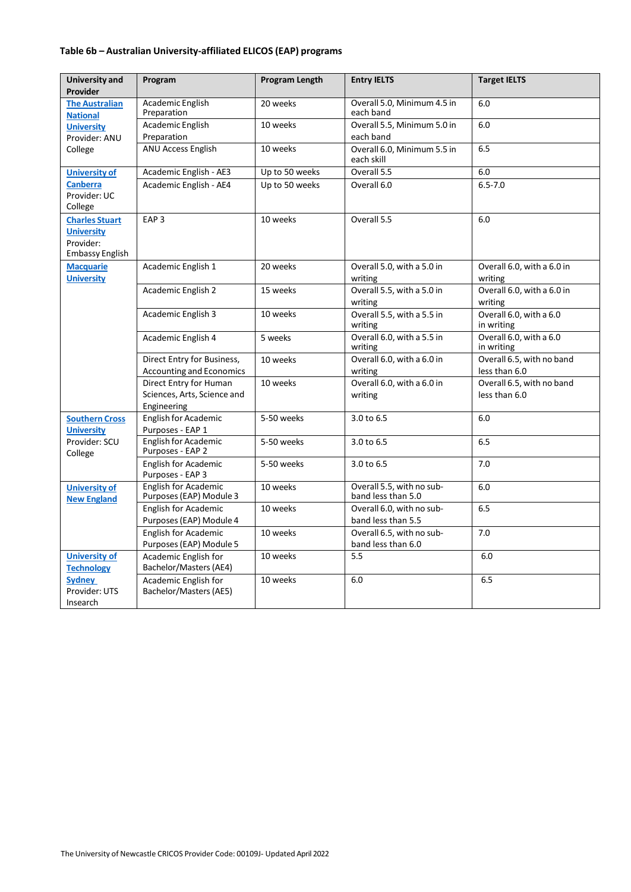**Table 6b – Australian University-affiliated ELICOS (EAP) programs**

| University and Provider | Program | Program Length | Entry IELTS | Target IELTS |
|---|---|---|---|---|
| The Australian National University Provider: ANU College | Academic English Preparation | 20 weeks | Overall 5.0, Minimum 4.5 in each band | 6.0 |
| | Academic English Preparation | 10 weeks | Overall 5.5, Minimum 5.0 in each band | 6.0 |
| | ANU Access English | 10 weeks | Overall 6.0, Minimum 5.5 in each skill | 6.5 |
| University of Canberra Provider: UC College | Academic English - AE3 | Up to 50 weeks | Overall 5.5 | 6.0 |
| | Academic English - AE4 | Up to 50 weeks | Overall 6.0 | 6.5-7.0 |
| Charles Stuart University Provider: Embassy English | EAP 3 | 10 weeks | Overall 5.5 | 6.0 |
| Macquarie University | Academic English 1 | 20 weeks | Overall 5.0, with a 5.0 in writing | Overall 6.0, with a 6.0 in writing |
| | Academic English 2 | 15 weeks | Overall 5.5, with a 5.0 in writing | Overall 6.0, with a 6.0 in writing |
| | Academic English 3 | 10 weeks | Overall 5.5, with a 5.5 in writing | Overall 6.0, with a 6.0 in writing |
| | Academic English 4 | 5 weeks | Overall 6.0, with a 5.5 in writing | Overall 6.0, with a 6.0 in writing |
| | Direct Entry for Business, Accounting and Economics | 10 weeks | Overall 6.0, with a 6.0 in writing | Overall 6.5, with no band less than 6.0 |
| | Direct Entry for Human Sciences, Arts, Science and Engineering | 10 weeks | Overall 6.0, with a 6.0 in writing | Overall 6.5, with no band less than 6.0 |
| Southern Cross University Provider: SCU College | English for Academic Purposes - EAP 1 | 5-50 weeks | 3.0 to 6.5 | 6.0 |
| | English for Academic Purposes - EAP 2 | 5-50 weeks | 3.0 to 6.5 | 6.5 |
| | English for Academic Purposes - EAP 3 | 5-50 weeks | 3.0 to 6.5 | 7.0 |
| University of New England | English for Academic Purposes (EAP) Module 3 | 10 weeks | Overall 5.5, with no sub-band less than 5.0 | 6.0 |
| | English for Academic Purposes (EAP) Module 4 | 10 weeks | Overall 6.0, with no sub-band less than 5.5 | 6.5 |
| | English for Academic Purposes (EAP) Module 5 | 10 weeks | Overall 6.5, with no sub-band less than 6.0 | 7.0 |
| University of Technology Sydney Provider: UTS Insearch | Academic English for Bachelor/Masters (AE4) | 10 weeks | 5.5 | 6.0 |
| | Academic English for Bachelor/Masters (AE5) | 10 weeks | 6.0 | 6.5 |

The University of Newcastle CRICOS Provider Code: 00109J- Updated April 2022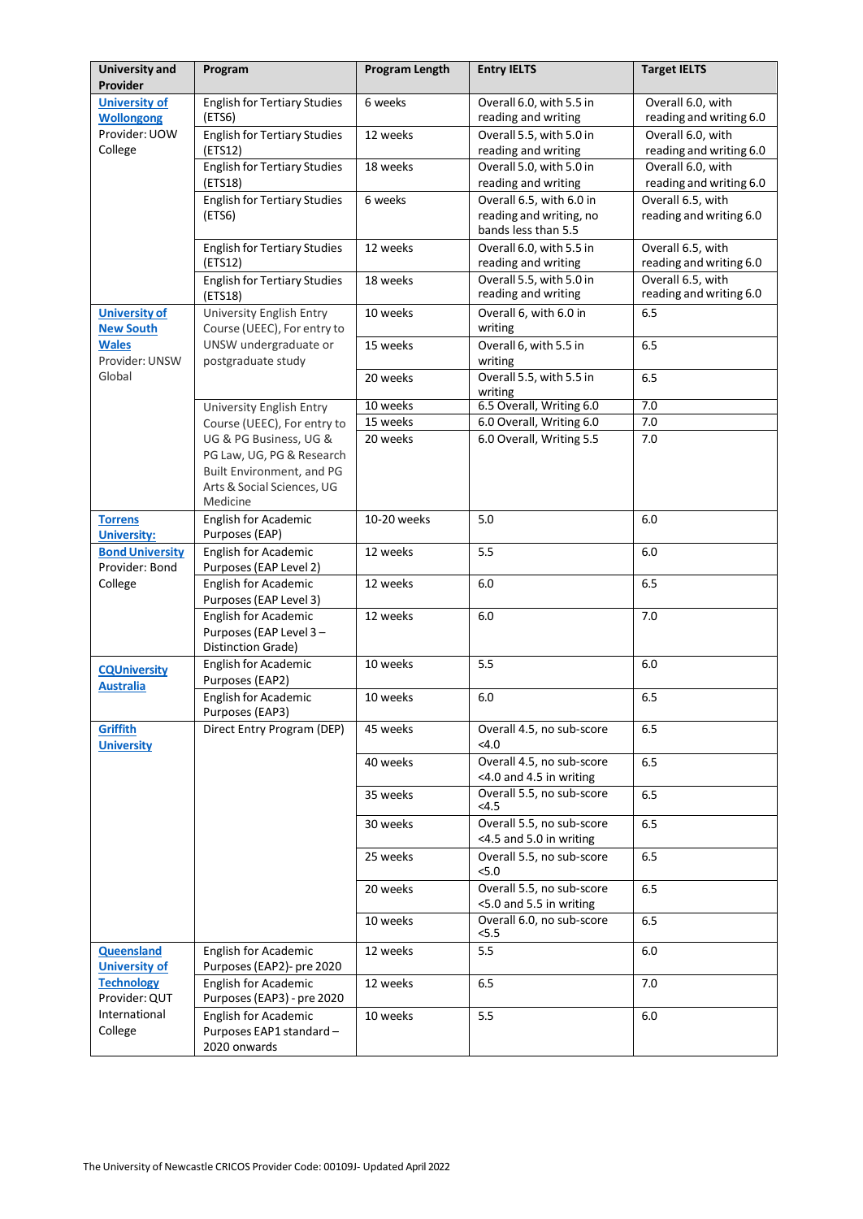| University and Provider | Program | Program Length | Entry IELTS | Target IELTS |
|---|---|---|---|---|
| University of Wollongong Provider: UOW College | English for Tertiary Studies (ETS6) | 6 weeks | Overall 6.0, with 5.5 in reading and writing | Overall 6.0, with reading and writing 6.0 |
| | English for Tertiary Studies (ETS12) | 12 weeks | Overall 5.5, with 5.0 in reading and writing | Overall 6.0, with reading and writing 6.0 |
| | English for Tertiary Studies (ETS18) | 18 weeks | Overall 5.0, with 5.0 in reading and writing | Overall 6.0, with reading and writing 6.0 |
| | English for Tertiary Studies (ETS6) | 6 weeks | Overall 6.5, with 6.0 in reading and writing, no bands less than 5.5 | Overall 6.5, with reading and writing 6.0 |
| | English for Tertiary Studies (ETS12) | 12 weeks | Overall 6.0, with 5.5 in reading and writing | Overall 6.5, with reading and writing 6.0 |
| | English for Tertiary Studies (ETS18) | 18 weeks | Overall 5.5, with 5.0 in reading and writing | Overall 6.5, with reading and writing 6.0 |
| University of New South Wales Provider: UNSW Global | University English Entry Course (UEEC), For entry to UNSW undergraduate or postgraduate study | 10 weeks | Overall 6, with 6.0 in writing | 6.5 |
| | | 15 weeks | Overall 6, with 5.5 in writing | 6.5 |
| | | 20 weeks | Overall 5.5, with 5.5 in writing | 6.5 |
| | University English Entry Course (UEEC), For entry to UG & PG Business, UG & PG Law, UG, PG & Research Built Environment, and PG Arts & Social Sciences, UG Medicine | 10 weeks | 6.5 Overall, Writing 6.0 | 7.0 |
| | | 15 weeks | 6.0 Overall, Writing 6.0 | 7.0 |
| | | 20 weeks | 6.0 Overall, Writing 5.5 | 7.0 |
| Torrens University: | English for Academic Purposes (EAP) | 10-20 weeks | 5.0 | 6.0 |
| Bond University Provider: Bond College | English for Academic Purposes (EAP Level 2) | 12 weeks | 5.5 | 6.0 |
| | English for Academic Purposes (EAP Level 3) | 12 weeks | 6.0 | 6.5 |
| | English for Academic Purposes (EAP Level 3 – Distinction Grade) | 12 weeks | 6.0 | 7.0 |
| CQUniversity Australia | English for Academic Purposes (EAP2) | 10 weeks | 5.5 | 6.0 |
| | English for Academic Purposes (EAP3) | 10 weeks | 6.0 | 6.5 |
| Griffith University | Direct Entry Program (DEP) | 45 weeks | Overall 4.5, no sub-score <4.0 | 6.5 |
| | | 40 weeks | Overall 4.5, no sub-score <4.0 and 4.5 in writing | 6.5 |
| | | 35 weeks | Overall 5.5, no sub-score <4.5 | 6.5 |
| | | 30 weeks | Overall 5.5, no sub-score <4.5 and 5.0 in writing | 6.5 |
| | | 25 weeks | Overall 5.5, no sub-score <5.0 | 6.5 |
| | | 20 weeks | Overall 5.5, no sub-score <5.0 and 5.5 in writing | 6.5 |
| | | 10 weeks | Overall 6.0, no sub-score <5.5 | 6.5 |
| Queensland University of Technology Provider: QUT International College | English for Academic Purposes (EAP2)- pre 2020 | 12 weeks | 5.5 | 6.0 |
| | English for Academic Purposes (EAP3) - pre 2020 | 12 weeks | 6.5 | 7.0 |
| | English for Academic Purposes EAP1 standard – 2020 onwards | 10 weeks | 5.5 | 6.0 |

The University of Newcastle CRICOS Provider Code: 00109J- Updated April 2022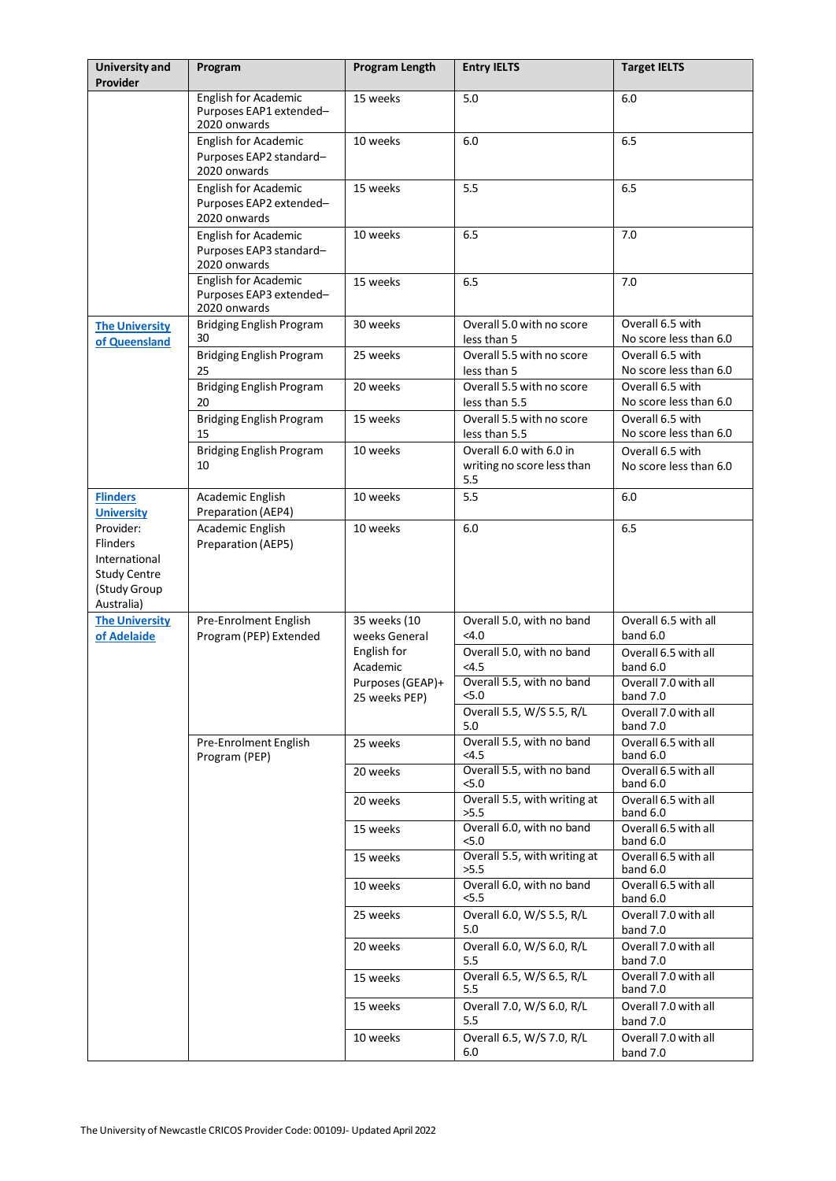| University and Provider | Program | Program Length | Entry IELTS | Target IELTS |
|---|---|---|---|---|
| | English for Academic Purposes EAP1 extended–2020 onwards | 15 weeks | 5.0 | 6.0 |
| | English for Academic Purposes EAP2 standard–2020 onwards | 10 weeks | 6.0 | 6.5 |
| | English for Academic Purposes EAP2 extended–2020 onwards | 15 weeks | 5.5 | 6.5 |
| | English for Academic Purposes EAP3 standard–2020 onwards | 10 weeks | 6.5 | 7.0 |
| | English for Academic Purposes EAP3 extended–2020 onwards | 15 weeks | 6.5 | 7.0 |
| [The University of Queensland]() | Bridging English Program 30 | 30 weeks | Overall 5.0 with no score less than 5 | Overall 6.5 with No score less than 6.0 |
| | Bridging English Program 25 | 25 weeks | Overall 5.5 with no score less than 5 | Overall 6.5 with No score less than 6.0 |
| | Bridging English Program 20 | 20 weeks | Overall 5.5 with no score less than 5.5 | Overall 6.5 with No score less than 6.0 |
| | Bridging English Program 15 | 15 weeks | Overall 5.5 with no score less than 5.5 | Overall 6.5 with No score less than 6.0 |
| | Bridging English Program 10 | 10 weeks | Overall 6.0 with 6.0 in writing no score less than 5.5 | Overall 6.5 with No score less than 6.0 |
| [Flinders University]() Provider: Flinders International Study Centre (Study Group Australia) | Academic English Preparation (AEP4) | 10 weeks | 5.5 | 6.0 |
| | Academic English Preparation (AEP5) | 10 weeks | 6.0 | 6.5 |
| [The University of Adelaide]() | Pre-Enrolment English Program (PEP) Extended | 35 weeks (10 weeks General English for Academic Purposes (GEAP)+ 25 weeks PEP) | Overall 5.0, with no band <4.0 | Overall 6.5 with all band 6.0 |
| | | | Overall 5.0, with no band <4.5 | Overall 6.5 with all band 6.0 |
| | | | Overall 5.5, with no band <5.0 | Overall 7.0 with all band 7.0 |
| | | | Overall 5.5, W/S 5.5, R/L 5.0 | Overall 7.0 with all band 7.0 |
| | Pre-Enrolment English Program (PEP) | 25 weeks | Overall 5.5, with no band <4.5 | Overall 6.5 with all band 6.0 |
| | | 20 weeks | Overall 5.5, with no band <5.0 | Overall 6.5 with all band 6.0 |
| | | 20 weeks | Overall 5.5, with writing at >5.5 | Overall 6.5 with all band 6.0 |
| | | 15 weeks | Overall 6.0, with no band <5.0 | Overall 6.5 with all band 6.0 |
| | | 15 weeks | Overall 5.5, with writing at >5.5 | Overall 6.5 with all band 6.0 |
| | | 10 weeks | Overall 6.0, with no band <5.5 | Overall 6.5 with all band 6.0 |
| | | 25 weeks | Overall 6.0, W/S 5.5, R/L 5.0 | Overall 7.0 with all band 7.0 |
| | | 20 weeks | Overall 6.0, W/S 6.0, R/L 5.5 | Overall 7.0 with all band 7.0 |
| | | 15 weeks | Overall 6.5, W/S 6.5, R/L 5.5 | Overall 7.0 with all band 7.0 |
| | | 15 weeks | Overall 7.0, W/S 6.0, R/L 5.5 | Overall 7.0 with all band 7.0 |
| | | 10 weeks | Overall 6.5, W/S 7.0, R/L 6.0 | Overall 7.0 with all band 7.0 |

The University of Newcastle CRICOS Provider Code: 00109J- Updated April 2022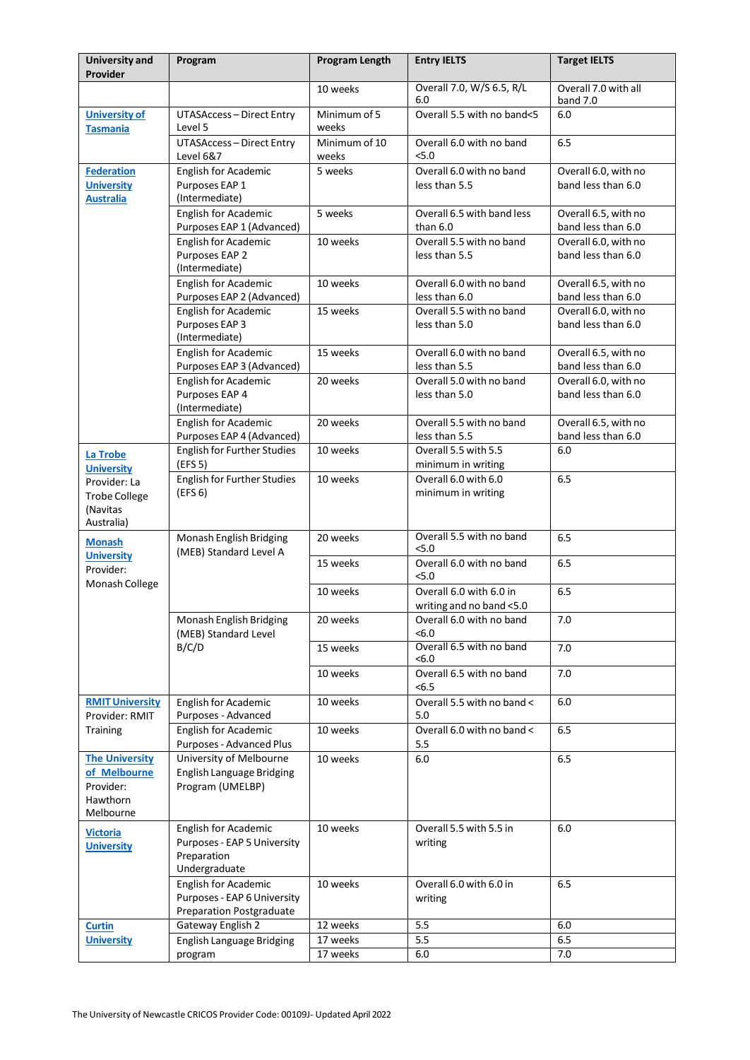| University and Provider | Program | Program Length | Entry IELTS | Target IELTS |
|---|---|---|---|---|
| | | 10 weeks | Overall 7.0, W/S 6.5, R/L 6.0 | Overall 7.0 with all band 7.0 |
| University of Tasmania | UTASAccess – Direct Entry Level 5 | Minimum of 5 weeks | Overall 5.5 with no band<5 | 6.0 |
| | UTASAccess – Direct Entry Level 6&7 | Minimum of 10 weeks | Overall 6.0 with no band <5.0 | 6.5 |
| Federation University Australia | English for Academic Purposes EAP 1 (Intermediate) | 5 weeks | Overall 6.0 with no band less than 5.5 | Overall 6.0, with no band less than 6.0 |
| | English for Academic Purposes EAP 1 (Advanced) | 5 weeks | Overall 6.5 with band less than 6.0 | Overall 6.5, with no band less than 6.0 |
| | English for Academic Purposes EAP 2 (Intermediate) | 10 weeks | Overall 5.5 with no band less than 5.5 | Overall 6.0, with no band less than 6.0 |
| | English for Academic Purposes EAP 2 (Advanced) | 10 weeks | Overall 6.0 with no band less than 6.0 | Overall 6.5, with no band less than 6.0 |
| | English for Academic Purposes EAP 3 (Intermediate) | 15 weeks | Overall 5.5 with no band less than 5.0 | Overall 6.0, with no band less than 6.0 |
| | English for Academic Purposes EAP 3 (Advanced) | 15 weeks | Overall 6.0 with no band less than 5.5 | Overall 6.5, with no band less than 6.0 |
| | English for Academic Purposes EAP 4 (Intermediate) | 20 weeks | Overall 5.0 with no band less than 5.0 | Overall 6.0, with no band less than 6.0 |
| | English for Academic Purposes EAP 4 (Advanced) | 20 weeks | Overall 5.5 with no band less than 5.5 | Overall 6.5, with no band less than 6.0 |
| La Trobe University Provider: La Trobe College (Navitas Australia) | English for Further Studies (EFS 5) | 10 weeks | Overall 5.5 with 5.5 minimum in writing | 6.0 |
| | English for Further Studies (EFS 6) | 10 weeks | Overall 6.0 with 6.0 minimum in writing | 6.5 |
| Monash University Provider: Monash College | Monash English Bridging (MEB) Standard Level A | 20 weeks | Overall 5.5 with no band <5.0 | 6.5 |
| | | 15 weeks | Overall 6.0 with no band <5.0 | 6.5 |
| | | 10 weeks | Overall 6.0 with 6.0 in writing and no band <5.0 | 6.5 |
| | Monash English Bridging (MEB) Standard Level B/C/D | 20 weeks | Overall 6.0 with no band <6.0 | 7.0 |
| | | 15 weeks | Overall 6.5 with no band <6.0 | 7.0 |
| | | 10 weeks | Overall 6.5 with no band <6.5 | 7.0 |
| RMIT University Provider: RMIT Training | English for Academic Purposes - Advanced | 10 weeks | Overall 5.5 with no band < 5.0 | 6.0 |
| | English for Academic Purposes - Advanced Plus | 10 weeks | Overall 6.0 with no band < 5.5 | 6.5 |
| The University of Melbourne Provider: Hawthorn Melbourne | University of Melbourne English Language Bridging Program (UMELBP) | 10 weeks | 6.0 | 6.5 |
| Victoria University | English for Academic Purposes - EAP 5 University Preparation Undergraduate | 10 weeks | Overall 5.5 with 5.5 in writing | 6.0 |
| | English for Academic Purposes - EAP 6 University Preparation Postgraduate | 10 weeks | Overall 6.0 with 6.0 in writing | 6.5 |
| Curtin University | Gateway English 2 | 12 weeks | 5.5 | 6.0 |
| | English Language Bridging program | 17 weeks | 5.5 | 6.5 |
| | | 17 weeks | 6.0 | 7.0 |

The University of Newcastle CRICOS Provider Code: 00109J- Updated April 2022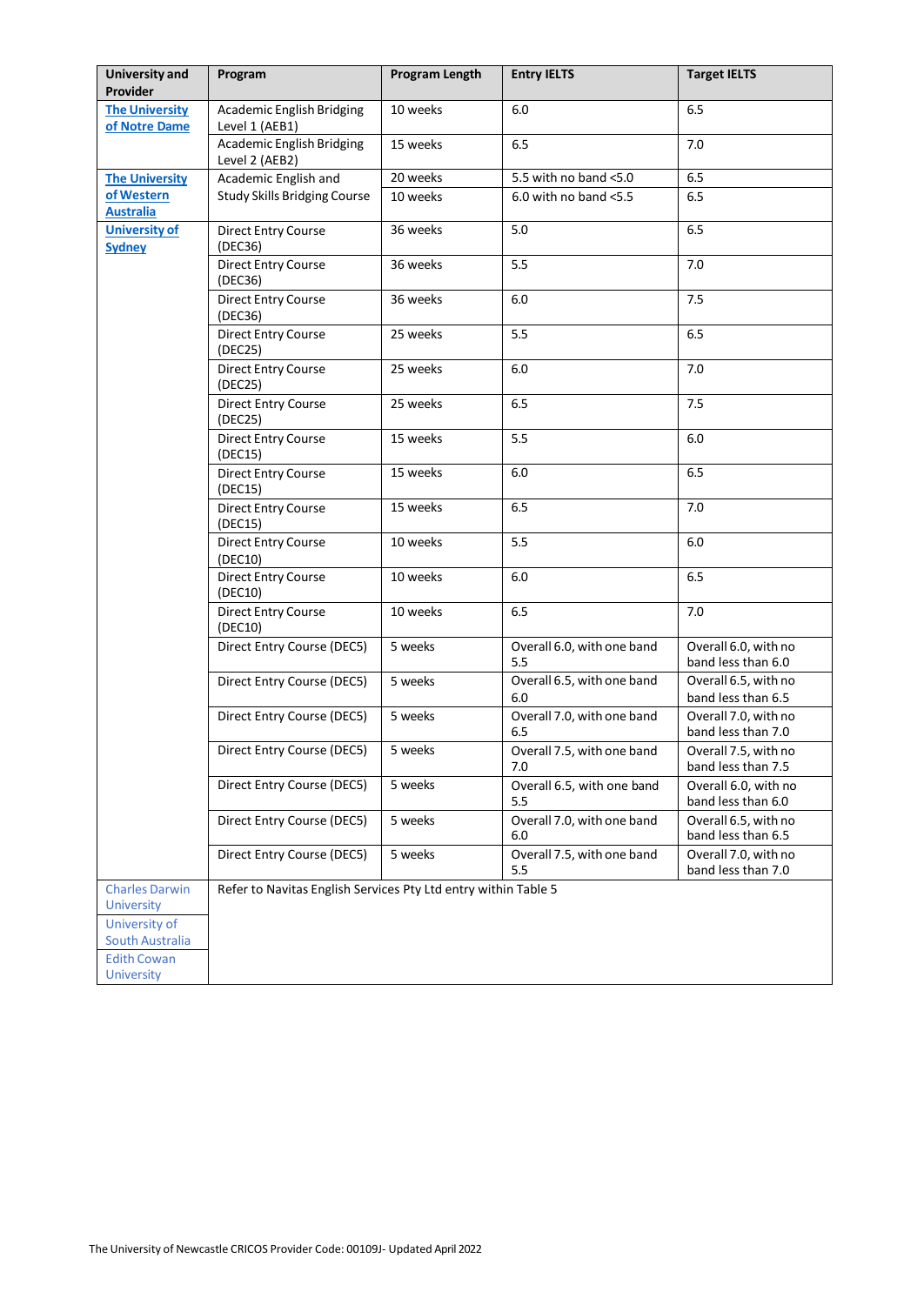| University and Provider | Program | Program Length | Entry IELTS | Target IELTS |
|---|---|---|---|---|
| The University of Notre Dame | Academic English Bridging Level 1 (AEB1) | 10 weeks | 6.0 | 6.5 |
| | Academic English Bridging Level 2 (AEB2) | 15 weeks | 6.5 | 7.0 |
| The University of Western Australia | Academic English and Study Skills Bridging Course | 20 weeks | 5.5 with no band <5.0 | 6.5 |
| | | 10 weeks | 6.0 with no band <5.5 | 6.5 |
| University of Sydney | Direct Entry Course (DEC36) | 36 weeks | 5.0 | 6.5 |
| | Direct Entry Course (DEC36) | 36 weeks | 5.5 | 7.0 |
| | Direct Entry Course (DEC36) | 36 weeks | 6.0 | 7.5 |
| | Direct Entry Course (DEC25) | 25 weeks | 5.5 | 6.5 |
| | Direct Entry Course (DEC25) | 25 weeks | 6.0 | 7.0 |
| | Direct Entry Course (DEC25) | 25 weeks | 6.5 | 7.5 |
| | Direct Entry Course (DEC15) | 15 weeks | 5.5 | 6.0 |
| | Direct Entry Course (DEC15) | 15 weeks | 6.0 | 6.5 |
| | Direct Entry Course (DEC15) | 15 weeks | 6.5 | 7.0 |
| | Direct Entry Course (DEC10) | 10 weeks | 5.5 | 6.0 |
| | Direct Entry Course (DEC10) | 10 weeks | 6.0 | 6.5 |
| | Direct Entry Course (DEC10) | 10 weeks | 6.5 | 7.0 |
| | Direct Entry Course (DEC5) | 5 weeks | Overall 6.0, with one band 5.5 | Overall 6.0, with no band less than 6.0 |
| | Direct Entry Course (DEC5) | 5 weeks | Overall 6.5, with one band 6.0 | Overall 6.5, with no band less than 6.5 |
| | Direct Entry Course (DEC5) | 5 weeks | Overall 7.0, with one band 6.5 | Overall 7.0, with no band less than 7.0 |
| | Direct Entry Course (DEC5) | 5 weeks | Overall 7.5, with one band 7.0 | Overall 7.5, with no band less than 7.5 |
| | Direct Entry Course (DEC5) | 5 weeks | Overall 6.5, with one band 5.5 | Overall 6.0, with no band less than 6.0 |
| | Direct Entry Course (DEC5) | 5 weeks | Overall 7.0, with one band 6.0 | Overall 6.5, with no band less than 6.5 |
| | Direct Entry Course (DEC5) | 5 weeks | Overall 7.5, with one band 5.5 | Overall 7.0, with no band less than 7.0 |
| Charles Darwin University | Refer to Navitas English Services Pty Ltd entry within Table 5 | | | |
| University of South Australia | | | | |
| Edith Cowan University | | | | |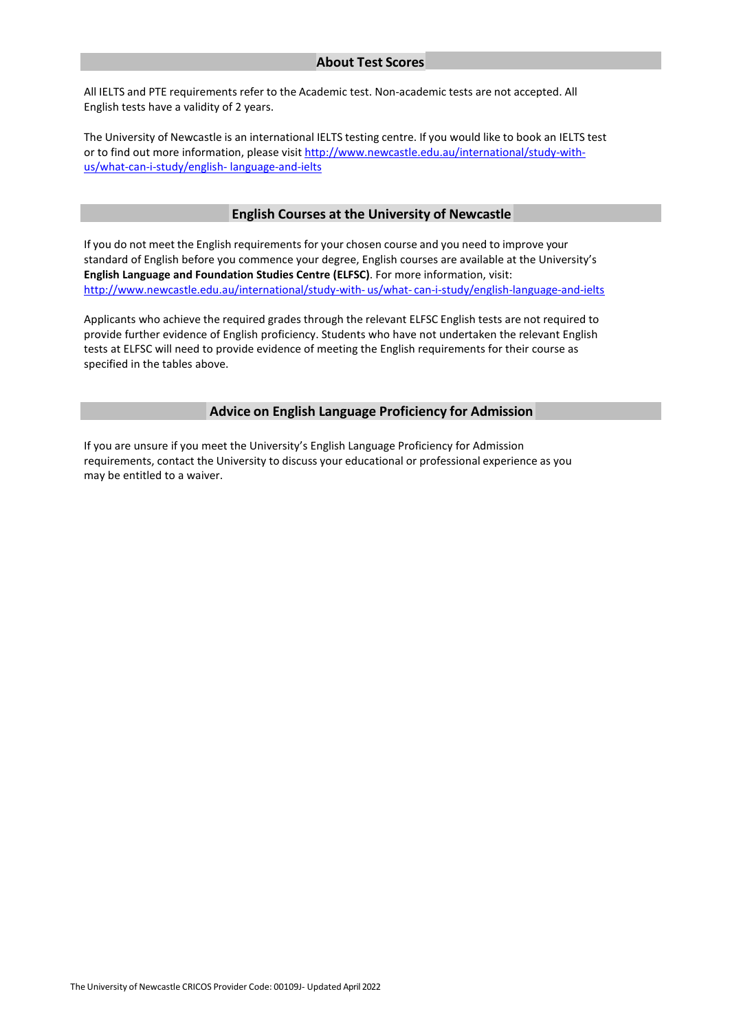## About Test Scores

All IELTS and PTE requirements refer to the Academic test. Non-academic tests are not accepted. All English tests have a validity of 2 years.

The University of Newcastle is an international IELTS testing centre. If you would like to book an IELTS test or to find out more information, please visit http://www.newcastle.edu.au/international/study-with-us/what-can-i-study/english- language-and-ielts

## English Courses at the University of Newcastle

If you do not meet the English requirements for your chosen course and you need to improve your standard of English before you commence your degree, English courses are available at the University's **English Language and Foundation Studies Centre (ELFSC)**. For more information, visit: http://www.newcastle.edu.au/international/study-with- us/what- can-i-study/english-language-and-ielts

Applicants who achieve the required grades through the relevant ELFSC English tests are not required to provide further evidence of English proficiency. Students who have not undertaken the relevant English tests at ELFSC will need to provide evidence of meeting the English requirements for their course as specified in the tables above.

## Advice on English Language Proficiency for Admission

If you are unsure if you meet the University's English Language Proficiency for Admission requirements, contact the University to discuss your educational or professional experience as you may be entitled to a waiver.

The University of Newcastle CRICOS Provider Code: 00109J- Updated April 2022